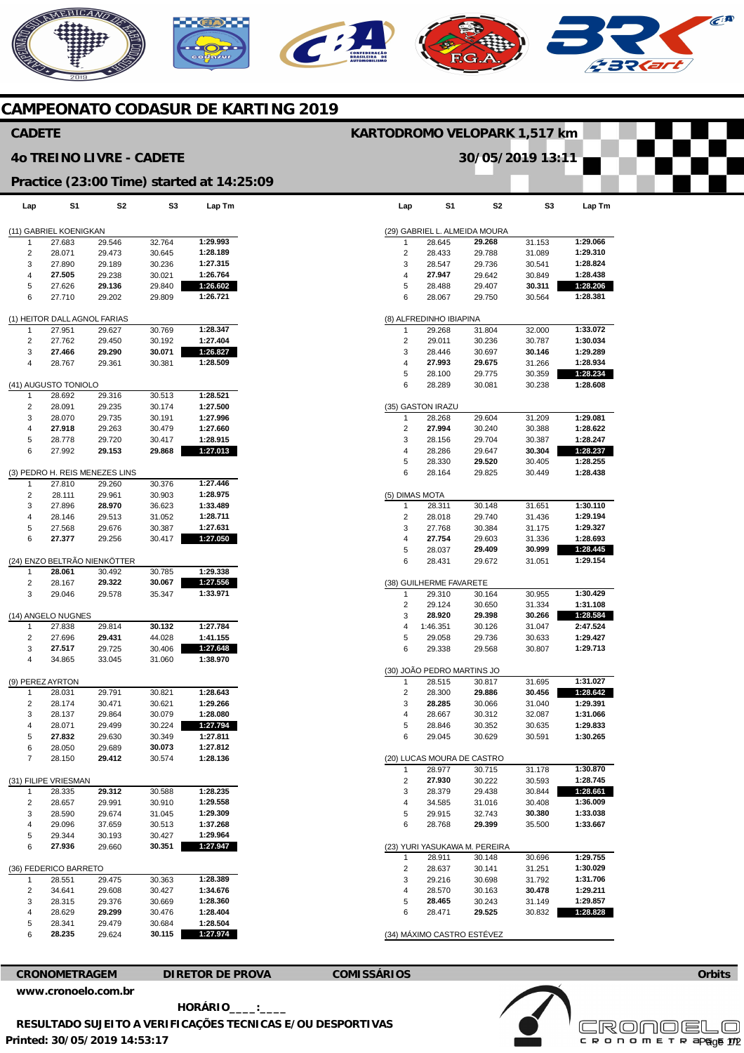# CAMPEONATO CODASUR DE KARTING 2019

## CADETE

**KARTODROMO VELOPARK 1,517 km**

## 4o TREINO LIVRE - CADETE

**30/05/2019 13:11**

### Practice (23:00 Time) started at 14:25:09

**(11) GABRIEL KOENIGKAN**

| Lap | S1 | S2 | S3 | Lap Tm |
|---|---|---|---|---|
| 1 | 27.683 | 29.546 | 32.764 | 1:29.993 |
| 2 | 28.071 | 29.473 | 30.645 | 1:28.189 |
| 3 | 27.890 | 29.189 | 30.236 | 1:27.315 |
| 4 | 27.505 | 29.238 | 30.021 | 1:26.764 |
| 5 | 27.626 | 29.136 | 29.840 | 1:26.602 |
| 6 | 27.710 | 29.202 | 29.809 | 1:26.721 |

**(1) HEITOR DALL AGNOL FARIAS**

| Lap | S1 | S2 | S3 | Lap Tm |
|---|---|---|---|---|
| 1 | 27.951 | 29.627 | 30.769 | 1:28.347 |
| 2 | 27.762 | 29.450 | 30.192 | 1:27.404 |
| 3 | 27.466 | 29.290 | 30.071 | 1:26.827 |
| 4 | 28.767 | 29.361 | 30.381 | 1:28.509 |

**(41) AUGUSTO TONIOLO**

| Lap | S1 | S2 | S3 | Lap Tm |
|---|---|---|---|---|
| 1 | 28.692 | 29.316 | 30.513 | 1:28.521 |
| 2 | 28.091 | 29.235 | 30.174 | 1:27.500 |
| 3 | 28.070 | 29.735 | 30.191 | 1:27.996 |
| 4 | 27.918 | 29.263 | 30.479 | 1:27.660 |
| 5 | 28.778 | 29.720 | 30.417 | 1:28.915 |
| 6 | 27.992 | 29.153 | 29.868 | 1:27.013 |

**(3) PEDRO H. REIS MENEZES LINS**

| Lap | S1 | S2 | S3 | Lap Tm |
|---|---|---|---|---|
| 1 | 27.810 | 29.260 | 30.376 | 1:27.446 |
| 2 | 28.111 | 29.961 | 30.903 | 1:28.975 |
| 3 | 27.896 | 28.970 | 36.623 | 1:33.489 |
| 4 | 28.146 | 29.513 | 31.052 | 1:28.711 |
| 5 | 27.568 | 29.676 | 30.387 | 1:27.631 |
| 6 | 27.377 | 29.256 | 30.417 | 1:27.050 |

**(24) ENZO BELTRÃO NIENKÖTTER**

| Lap | S1 | S2 | S3 | Lap Tm |
|---|---|---|---|---|
| 1 | 28.061 | 30.492 | 30.785 | 1:29.338 |
| 2 | 28.167 | 29.322 | 30.067 | 1:27.556 |
| 3 | 29.046 | 29.578 | 35.347 | 1:33.971 |

**(14) ANGELO NUGNES**

| Lap | S1 | S2 | S3 | Lap Tm |
|---|---|---|---|---|
| 1 | 27.838 | 29.814 | 30.132 | 1:27.784 |
| 2 | 27.696 | 29.431 | 44.028 | 1:41.155 |
| 3 | 27.517 | 29.725 | 30.406 | 1:27.648 |
| 4 | 34.865 | 33.045 | 31.060 | 1:38.970 |

**(9) PEREZ AYRTON**

| Lap | S1 | S2 | S3 | Lap Tm |
|---|---|---|---|---|
| 1 | 28.031 | 29.791 | 30.821 | 1:28.643 |
| 2 | 28.174 | 30.471 | 30.621 | 1:29.266 |
| 3 | 28.137 | 29.864 | 30.079 | 1:28.080 |
| 4 | 28.071 | 29.499 | 30.224 | 1:27.794 |
| 5 | 27.832 | 29.630 | 30.349 | 1:27.811 |
| 6 | 28.050 | 29.689 | 30.073 | 1:27.812 |
| 7 | 28.150 | 29.412 | 30.574 | 1:28.136 |

**(31) FILIPE VRIESMAN**

| Lap | S1 | S2 | S3 | Lap Tm |
|---|---|---|---|---|
| 1 | 28.335 | 29.312 | 30.588 | 1:28.235 |
| 2 | 28.657 | 29.991 | 30.910 | 1:29.558 |
| 3 | 28.590 | 29.674 | 31.045 | 1:29.309 |
| 4 | 29.096 | 37.659 | 30.513 | 1:37.268 |
| 5 | 29.344 | 30.193 | 30.427 | 1:29.964 |
| 6 | 27.936 | 29.660 | 30.351 | 1:27.947 |

**(36) FEDERICO BARRETO**

| Lap | S1 | S2 | S3 | Lap Tm |
|---|---|---|---|---|
| 1 | 28.551 | 29.475 | 30.363 | 1:28.389 |
| 2 | 34.641 | 29.608 | 30.427 | 1:34.676 |
| 3 | 28.315 | 29.376 | 30.669 | 1:28.360 |
| 4 | 28.629 | 29.299 | 30.476 | 1:28.404 |
| 5 | 28.341 | 29.479 | 30.684 | 1:28.504 |
| 6 | 28.235 | 29.624 | 30.115 | 1:27.974 |

**(29) GABRIEL L. ALMEIDA MOURA**

| Lap | S1 | S2 | S3 | Lap Tm |
|---|---|---|---|---|
| 1 | 28.645 | 29.268 | 31.153 | 1:29.066 |
| 2 | 28.433 | 29.788 | 31.089 | 1:29.310 |
| 3 | 28.547 | 29.736 | 30.541 | 1:28.824 |
| 4 | 27.947 | 29.642 | 30.849 | 1:28.438 |
| 5 | 28.488 | 29.407 | 30.311 | 1:28.206 |
| 6 | 28.067 | 29.750 | 30.564 | 1:28.381 |

**(8) ALFREDINHO IBIAPINA**

| Lap | S1 | S2 | S3 | Lap Tm |
|---|---|---|---|---|
| 1 | 29.268 | 31.804 | 32.000 | 1:33.072 |
| 2 | 29.011 | 30.236 | 30.787 | 1:30.034 |
| 3 | 28.446 | 30.697 | 30.146 | 1:29.289 |
| 4 | 27.993 | 29.675 | 31.266 | 1:28.934 |
| 5 | 28.100 | 29.775 | 30.359 | 1:28.234 |
| 6 | 28.289 | 30.081 | 30.238 | 1:28.608 |

**(35) GASTON IRAZU**

| Lap | S1 | S2 | S3 | Lap Tm |
|---|---|---|---|---|
| 1 | 28.268 | 29.604 | 31.209 | 1:29.081 |
| 2 | 27.994 | 30.240 | 30.388 | 1:28.622 |
| 3 | 28.156 | 29.704 | 30.387 | 1:28.247 |
| 4 | 28.286 | 29.647 | 30.304 | 1:28.237 |
| 5 | 28.330 | 29.520 | 30.405 | 1:28.255 |
| 6 | 28.164 | 29.825 | 30.449 | 1:28.438 |

**(5) DIMAS MOTA**

| Lap | S1 | S2 | S3 | Lap Tm |
|---|---|---|---|---|
| 1 | 28.311 | 30.148 | 31.651 | 1:30.110 |
| 2 | 28.018 | 29.740 | 31.436 | 1:29.194 |
| 3 | 27.768 | 30.384 | 31.175 | 1:29.327 |
| 4 | 27.754 | 29.603 | 31.336 | 1:28.693 |
| 5 | 28.037 | 29.409 | 30.999 | 1:28.445 |
| 6 | 28.431 | 29.672 | 31.051 | 1:29.154 |

**(38) GUILHERME FAVARETE**

| Lap | S1 | S2 | S3 | Lap Tm |
|---|---|---|---|---|
| 1 | 29.310 | 30.164 | 30.955 | 1:30.429 |
| 2 | 29.124 | 30.650 | 31.334 | 1:31.108 |
| 3 | 28.920 | 29.398 | 30.266 | 1:28.584 |
| 4 | 1:46.351 | 30.126 | 31.047 | 2:47.524 |
| 5 | 29.058 | 29.736 | 30.633 | 1:29.427 |
| 6 | 29.338 | 29.568 | 30.807 | 1:29.713 |

**(30) JOÃO PEDRO MARTINS JO**

| Lap | S1 | S2 | S3 | Lap Tm |
|---|---|---|---|---|
| 1 | 28.515 | 30.817 | 31.695 | 1:31.027 |
| 2 | 28.300 | 29.886 | 30.456 | 1:28.642 |
| 3 | 28.285 | 30.066 | 31.040 | 1:29.391 |
| 4 | 28.667 | 30.312 | 32.087 | 1:31.066 |
| 5 | 28.846 | 30.352 | 30.635 | 1:29.833 |
| 6 | 29.045 | 30.629 | 30.591 | 1:30.265 |

**(20) LUCAS MOURA DE CASTRO**

| Lap | S1 | S2 | S3 | Lap Tm |
|---|---|---|---|---|
| 1 | 28.977 | 30.715 | 31.178 | 1:30.870 |
| 2 | 27.930 | 30.222 | 30.593 | 1:28.745 |
| 3 | 28.379 | 29.438 | 30.844 | 1:28.661 |
| 4 | 34.585 | 31.016 | 30.408 | 1:36.009 |
| 5 | 29.915 | 32.743 | 30.380 | 1:33.038 |
| 6 | 28.768 | 29.399 | 35.500 | 1:33.667 |

**(23) YURI YASUKAWA M. PEREIRA**

| Lap | S1 | S2 | S3 | Lap Tm |
|---|---|---|---|---|
| 1 | 28.911 | 30.148 | 30.696 | 1:29.755 |
| 2 | 28.637 | 30.141 | 31.251 | 1:30.029 |
| 3 | 29.216 | 30.698 | 31.792 | 1:31.706 |
| 4 | 28.570 | 30.163 | 30.478 | 1:29.211 |
| 5 | 28.465 | 30.243 | 31.149 | 1:29.857 |
| 6 | 28.471 | 29.525 | 30.832 | 1:28.828 |

**(34) MÁXIMO CASTRO ESTÉVEZ**

**CRONOMETRAGEM** | **DIRETOR DE PROVA** | **COMISSÁRIOS** | **Orbits**

www.cronoelo.com.br

**HORÁRIO\_\_\_\_:\_\_\_\_**

**RESULTADO SUJEITO A VERIFICAÇÕES TECNICAS E/OU DESPORTIVAS**

**Printed: 30/05/2019 14:53:17**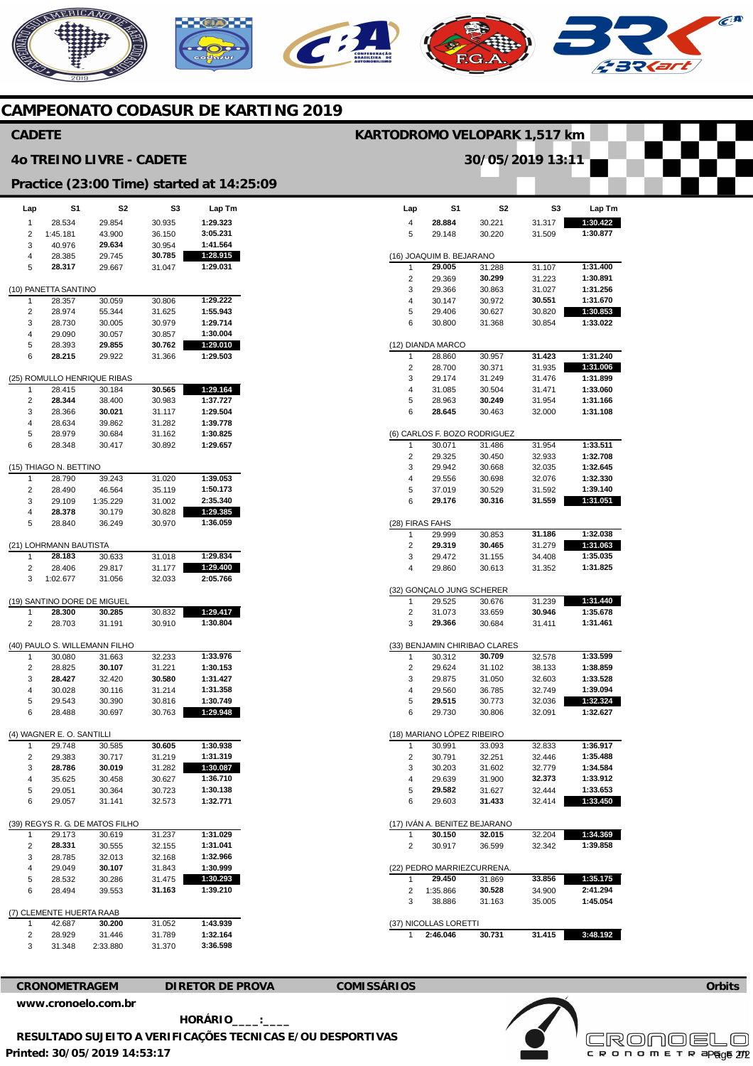# CAMPEONATO CODASUR DE KARTING 2019

## CADETE

## KARTODROMO VELOPARK 1,517 km

## 4o TREINO LIVRE - CADETE

30/05/2019 13:11

### Practice (23:00 Time) started at 14:25:09

| Lap | S1 | S2 | S3 | Lap Tm |
|---|---|---|---|---|
| 1 | 28.534 | 29.854 | 30.935 | **1:29.323** |
| 2 | 1:45.181 | 43.900 | 36.150 | **3:05.231** |
| 3 | 40.976 | **29.634** | 30.954 | **1:41.564** |
| 4 | 28.385 | 29.745 | **30.785** | **1:28.915** |
| 5 | **28.317** | 29.667 | 31.047 | **1:29.031** |

(10) PANETTA SANTINO

| Lap | S1 | S2 | S3 | Lap Tm |
|---|---|---|---|---|
| 1 | 28.357 | 30.059 | 30.806 | **1:29.222** |
| 2 | 28.974 | 55.344 | 31.625 | **1:55.943** |
| 3 | 28.730 | 30.005 | 30.979 | **1:29.714** |
| 4 | 29.090 | 30.057 | 30.857 | **1:30.004** |
| 5 | 28.393 | **29.855** | **30.762** | **1:29.010** |
| 6 | **28.215** | 29.922 | 31.366 | **1:29.503** |

(25) ROMULLO HENRIQUE RIBAS

| Lap | S1 | S2 | S3 | Lap Tm |
|---|---|---|---|---|
| 1 | 28.415 | 30.184 | **30.565** | **1:29.164** |
| 2 | **28.344** | 38.400 | 30.983 | **1:37.727** |
| 3 | 28.366 | **30.021** | 31.117 | **1:29.504** |
| 4 | 28.634 | 39.862 | 31.282 | **1:39.778** |
| 5 | 28.979 | 30.684 | 31.162 | **1:30.825** |
| 6 | 28.348 | 30.417 | 30.892 | **1:29.657** |

(15) THIAGO N. BETTINO

| Lap | S1 | S2 | S3 | Lap Tm |
|---|---|---|---|---|
| 1 | 28.790 | 39.243 | 31.020 | **1:39.053** |
| 2 | 28.490 | 46.564 | 35.119 | **1:50.173** |
| 3 | 29.109 | 1:35.229 | 31.002 | **2:35.340** |
| 4 | **28.378** | 30.179 | 30.828 | **1:29.385** |
| 5 | 28.840 | 36.249 | 30.970 | **1:36.059** |

(21) LOHRMANN BAUTISTA

| Lap | S1 | S2 | S3 | Lap Tm |
|---|---|---|---|---|
| 1 | **28.183** | 30.633 | 31.018 | **1:29.834** |
| 2 | 28.406 | 29.817 | 31.177 | **1:29.400** |
| 3 | 1:02.677 | 31.056 | 32.033 | **2:05.766** |

(19) SANTINO DORE DE MIGUEL

| Lap | S1 | S2 | S3 | Lap Tm |
|---|---|---|---|---|
| 1 | **28.300** | **30.285** | 30.832 | **1:29.417** |
| 2 | 28.703 | 31.191 | 30.910 | **1:30.804** |

(40) PAULO S. WILLEMANN FILHO

| Lap | S1 | S2 | S3 | Lap Tm |
|---|---|---|---|---|
| 1 | 30.080 | 31.663 | 32.233 | **1:33.976** |
| 2 | 28.825 | **30.107** | 31.221 | **1:30.153** |
| 3 | **28.427** | 32.420 | **30.580** | **1:31.427** |
| 4 | 30.028 | 30.116 | 31.214 | **1:31.358** |
| 5 | 29.543 | 30.390 | 30.816 | **1:30.749** |
| 6 | 28.488 | 30.697 | 30.763 | **1:29.948** |

(4) WAGNER E. O. SANTILLI

| Lap | S1 | S2 | S3 | Lap Tm |
|---|---|---|---|---|
| 1 | 29.748 | 30.585 | **30.605** | **1:30.938** |
| 2 | 29.383 | 30.717 | 31.219 | **1:31.319** |
| 3 | **28.786** | **30.019** | 31.282 | **1:30.087** |
| 4 | 35.625 | 30.458 | 30.627 | **1:36.710** |
| 5 | 29.051 | 30.364 | 30.723 | **1:30.138** |
| 6 | 29.057 | 31.141 | 32.573 | **1:32.771** |

(39) REGYS R. G. DE MATOS FILHO

| Lap | S1 | S2 | S3 | Lap Tm |
|---|---|---|---|---|
| 1 | 29.173 | 30.619 | 31.237 | **1:31.029** |
| 2 | **28.331** | 30.555 | 32.155 | **1:31.041** |
| 3 | 28.785 | 32.013 | 32.168 | **1:32.966** |
| 4 | 29.049 | **30.107** | 31.843 | **1:30.999** |
| 5 | 28.532 | 30.286 | 31.475 | **1:30.293** |
| 6 | 28.494 | 39.553 | **31.163** | **1:39.210** |

(7) CLEMENTE HUERTA RAAB

| Lap | S1 | S2 | S3 | Lap Tm |
|---|---|---|---|---|
| 1 | 42.687 | **30.200** | 31.052 | **1:43.939** |
| 2 | 28.929 | 31.446 | 31.789 | **1:32.164** |
| 3 | 31.348 | 2:33.880 | 31.370 | **3:36.598** |

| Lap | S1 | S2 | S3 | Lap Tm |
|---|---|---|---|---|
| 4 | **28.884** | 30.221 | 31.317 | **1:30.422** |
| 5 | 29.148 | 30.220 | 31.509 | **1:30.877** |

(16) JOAQUIM B. BEJARANO

| Lap | S1 | S2 | S3 | Lap Tm |
|---|---|---|---|---|
| 1 | **29.005** | 31.288 | 31.107 | **1:31.400** |
| 2 | 29.369 | **30.299** | 31.223 | **1:30.891** |
| 3 | 29.366 | 30.863 | 31.027 | **1:31.256** |
| 4 | 30.147 | 30.972 | **30.551** | **1:31.670** |
| 5 | 29.406 | 30.627 | 30.820 | **1:30.853** |
| 6 | 30.800 | 31.368 | 30.854 | **1:33.022** |

(12) DIANDA MARCO

| Lap | S1 | S2 | S3 | Lap Tm |
|---|---|---|---|---|
| 1 | 28.860 | 30.957 | **31.423** | **1:31.240** |
| 2 | 28.700 | 30.371 | 31.935 | **1:31.006** |
| 3 | 29.174 | 31.249 | 31.476 | **1:31.899** |
| 4 | 31.085 | 30.504 | 31.471 | **1:33.060** |
| 5 | 28.963 | **30.249** | 31.954 | **1:31.166** |
| 6 | **28.645** | 30.463 | 32.000 | **1:31.108** |

(6) CARLOS F. BOZO RODRIGUEZ

| Lap | S1 | S2 | S3 | Lap Tm |
|---|---|---|---|---|
| 1 | 30.071 | 31.486 | 31.954 | **1:33.511** |
| 2 | 29.325 | 30.450 | 32.933 | **1:32.708** |
| 3 | 29.942 | 30.668 | 32.035 | **1:32.645** |
| 4 | 29.556 | 30.698 | 32.076 | **1:32.330** |
| 5 | 37.019 | 30.529 | 31.592 | **1:39.140** |
| 6 | **29.176** | **30.316** | **31.559** | **1:31.051** |

(28) FIRAS FAHS

| Lap | S1 | S2 | S3 | Lap Tm |
|---|---|---|---|---|
| 1 | 29.999 | 30.853 | **31.186** | **1:32.038** |
| 2 | **29.319** | **30.465** | 31.279 | **1:31.063** |
| 3 | 29.472 | 31.155 | 34.408 | **1:35.035** |
| 4 | 29.860 | 30.613 | 31.352 | **1:31.825** |

(32) GONÇALO JUNG SCHERER

| Lap | S1 | S2 | S3 | Lap Tm |
|---|---|---|---|---|
| 1 | 29.525 | 30.676 | 31.239 | **1:31.440** |
| 2 | 31.073 | 33.659 | **30.946** | **1:35.678** |
| 3 | **29.366** | 30.684 | 31.411 | **1:31.461** |

(33) BENJAMIN CHIRIBAO CLARES

| Lap | S1 | S2 | S3 | Lap Tm |
|---|---|---|---|---|
| 1 | 30.312 | **30.709** | 32.578 | **1:33.599** |
| 2 | 29.624 | 31.102 | 38.133 | **1:38.859** |
| 3 | 29.875 | 31.050 | 32.603 | **1:33.528** |
| 4 | 29.560 | 36.785 | 32.749 | **1:39.094** |
| 5 | **29.515** | 30.773 | 32.036 | **1:32.324** |
| 6 | 29.730 | 30.806 | 32.091 | **1:32.627** |

(18) MARIANO LÓPEZ RIBEIRO

| Lap | S1 | S2 | S3 | Lap Tm |
|---|---|---|---|---|
| 1 | 30.991 | 33.093 | 32.833 | **1:36.917** |
| 2 | 30.791 | 32.251 | 32.446 | **1:35.488** |
| 3 | 30.203 | 31.602 | 32.779 | **1:34.584** |
| 4 | 29.639 | 31.900 | **32.373** | **1:33.912** |
| 5 | **29.582** | 31.627 | 32.444 | **1:33.653** |
| 6 | 29.603 | **31.433** | 32.414 | **1:33.450** |

(17) IVÁN A. BENITEZ BEJARANO

| Lap | S1 | S2 | S3 | Lap Tm |
|---|---|---|---|---|
| 1 | **30.150** | **32.015** | 32.204 | **1:34.369** |
| 2 | 30.917 | 36.599 | 32.342 | **1:39.858** |

(22) PEDRO MARRIEZCURRENA.

| Lap | S1 | S2 | S3 | Lap Tm |
|---|---|---|---|---|
| 1 | **29.450** | 31.869 | **33.856** | **1:35.175** |
| 2 | 1:35.866 | **30.528** | 34.900 | **2:41.294** |
| 3 | 38.886 | 31.163 | 35.005 | **1:45.054** |

(37) NICOLLAS LORETTI

| Lap | S1 | S2 | S3 | Lap Tm |
|---|---|---|---|---|
| 1 | **2:46.046** | **30.731** | **31.415** | **3:48.192** |

**CRONOMETRAGEM** **DIRETOR DE PROVA** **COMISSÁRIOS** **Orbits**

**www.cronoelo.com.br**

**HORÁRIO____:____**

**RESULTADO SUJEITO A VERIFICAÇÕES TECNICAS E/OU DESPORTIVAS**

**Printed: 30/05/2019 14:53:17**

CRONOELO CRONOMETRAGEM